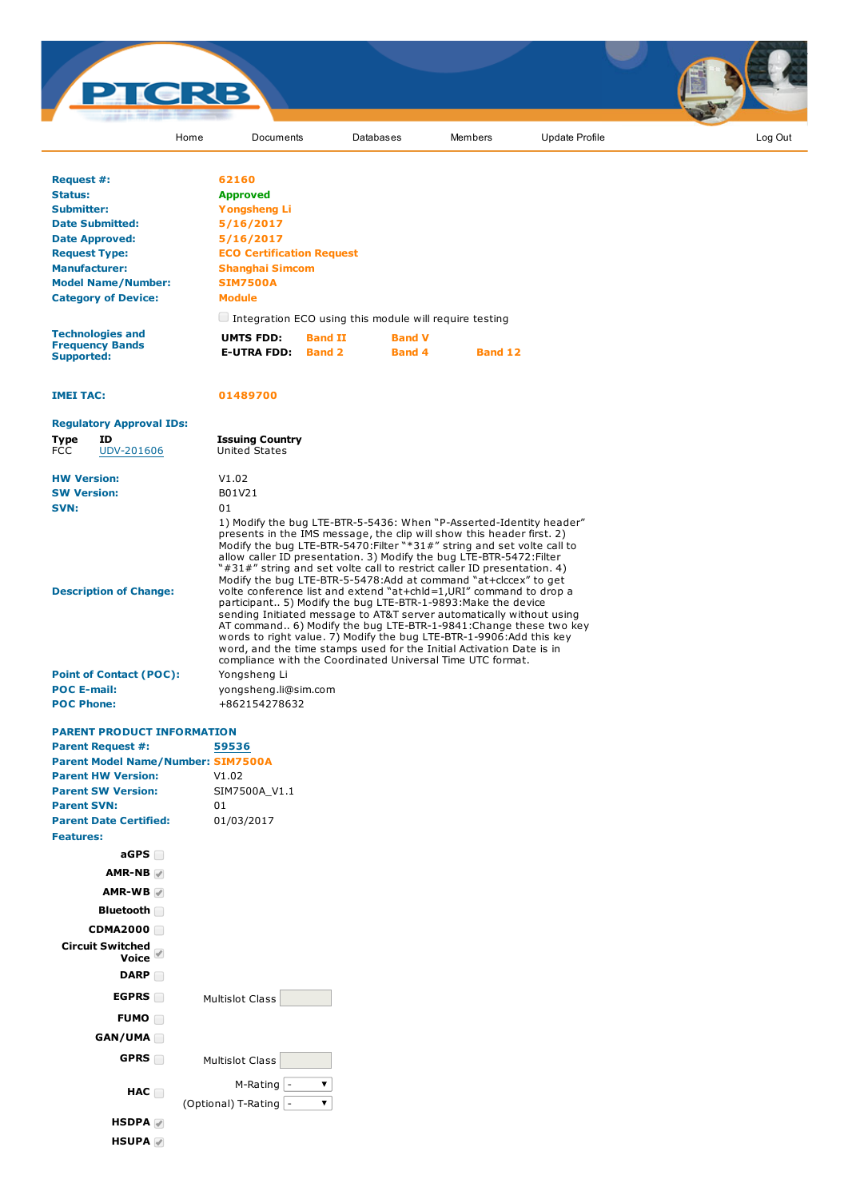# PTCRB

Home | Documents | Databases | Members | Update Profile | Log Out

| | |
|---|---|
| **Request #:** | 62160 |
| **Status:** | Approved |
| **Submitter:** | Yongsheng Li |
| **Date Submitted:** | 5/16/2017 |
| **Date Approved:** | 5/16/2017 |
| **Request Type:** | ECO Certification Request |
| **Manufacturer:** | Shanghai Simcom |
| **Model Name/Number:** | SIM7500A |
| **Category of Device:** | Module |

☐ Integration ECO using this module will require testing

**Technologies and Frequency Bands Supported:**

| | | | |
|---|---|---|---|
| **UMTS FDD:** | Band II | Band V | |
| **E-UTRA FDD:** | Band 2 | Band 4 | Band 12 |

**IMEI TAC:** 01489700

**Regulatory Approval IDs:**

| Type | ID | Issuing Country |
|---|---|---|
| FCC | UDV-201606 | United States |

| | |
|---|---|
| **HW Version:** | V1.02 |
| **SW Version:** | B01V21 |
| **SVN:** | 01 |
| **Description of Change:** | 1) Modify the bug LTE-BTR-5-5436: When "P-Asserted-Identity header" presents in the IMS message, the clip will show this header first. 2) Modify the bug LTE-BTR-5470:Filter "*31#" string and set volte call to allow caller ID presentation. 3) Modify the bug LTE-BTR-5472:Filter "#31#" string and set volte call to restrict caller ID presentation. 4) Modify the bug LTE-BTR-5-5478:Add at command "at+clccex" to get volte conference list and extend "at+chld=1,URI" command to drop a participant.. 5) Modify the bug LTE-BTR-1-9893:Make the device sending Initiated message to AT&T server automatically without using AT command.. 6) Modify the bug LTE-BTR-1-9841:Change these two key words to right value. 7) Modify the bug LTE-BTR-1-9906:Add this key word, and the time stamps used for the Initial Activation Date is in compliance with the Coordinated Universal Time UTC format. |
| **Point of Contact (POC):** | Yongsheng Li |
| **POC E-mail:** | yongsheng.li@sim.com |
| **POC Phone:** | +862154278632 |

## PARENT PRODUCT INFORMATION

| | |
|---|---|
| **Parent Request #:** | 59536 |
| **Parent Model Name/Number:** | SIM7500A |
| **Parent HW Version:** | V1.02 |
| **Parent SW Version:** | SIM7500A_V1.1 |
| **Parent SVN:** | 01 |
| **Parent Date Certified:** | 01/03/2017 |

**Features:**

- **aGPS** ☐
- **AMR-NB** ☑
- **AMR-WB** ☑
- **Bluetooth** ☐
- **CDMA2000** ☐
- **Circuit Switched Voice** ☑
- **DARP** ☐
- **EGPRS** ☐ Multislot Class
- **FUMO** ☐
- **GAN/UMA** ☐
- **GPRS** ☐ Multislot Class
- **HAC** ☐ M-Rating - ; (Optional) T-Rating -
- **HSDPA** ☑
- **HSUPA** ☑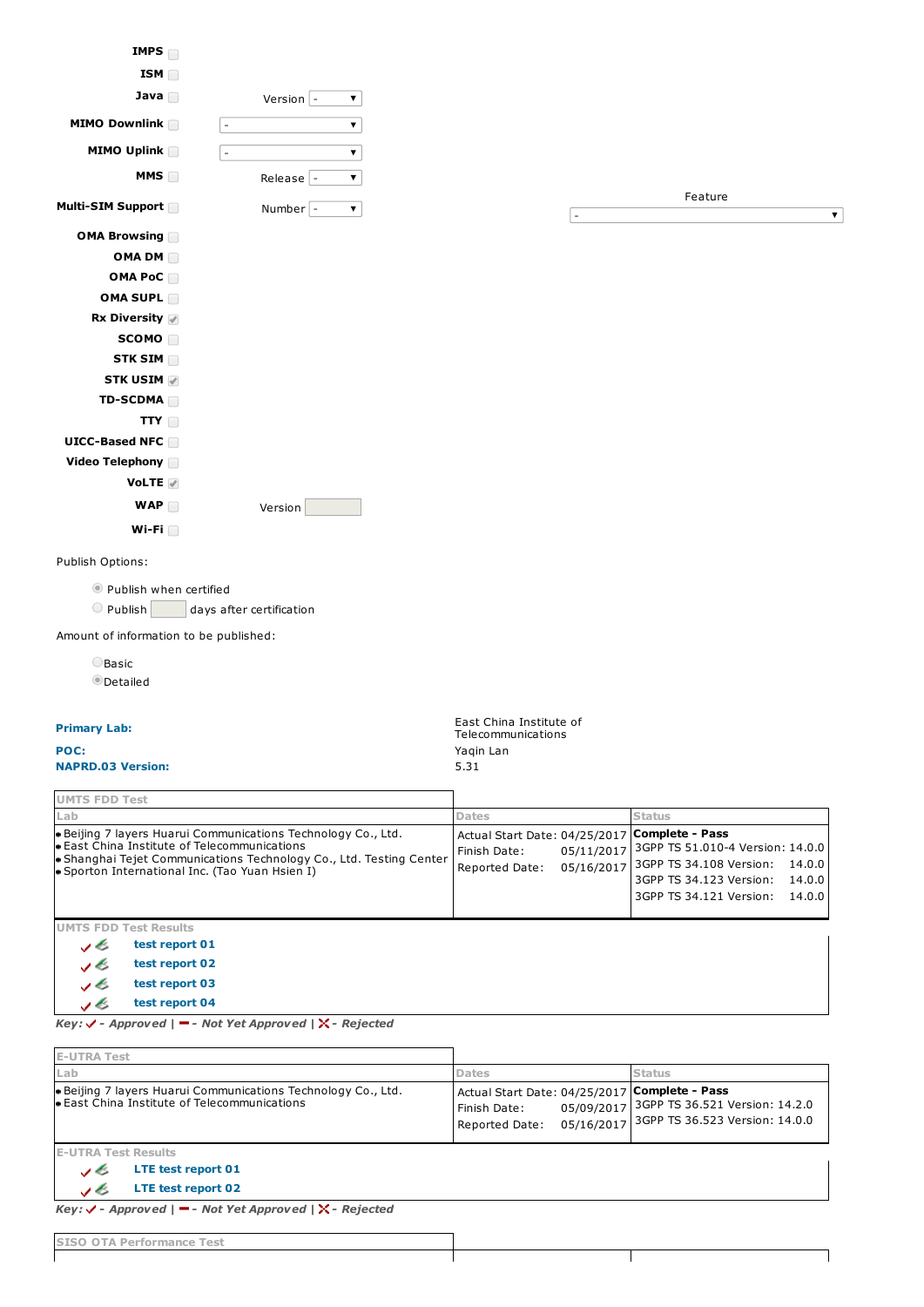| Feature | Checked | Option |
|---|---|---|
| IMPS | ☐ | |
| ISM | ☐ | |
| Java | ☐ | Version - |
| MIMO Downlink | ☐ | - |
| MIMO Uplink | ☐ | - |
| MMS | ☐ | Release - |
| Multi-SIM Support | ☐ | Number - |
| OMA Browsing | ☐ | |
| OMA DM | ☐ | |
| OMA PoC | ☐ | |
| OMA SUPL | ☐ | |
| Rx Diversity | ☑ | |
| SCOMO | ☐ | |
| STK SIM | ☐ | |
| STK USIM | ☑ | |
| TD-SCDMA | ☐ | |
| TTY | ☐ | |
| UICC-Based NFC | ☐ | |
| Video Telephony | ☐ | |
| VoLTE | ☑ | |
| WAP | ☐ | Version |
| Wi-Fi | ☐ | |

Feature: -

Publish Options:

- ◉ Publish when certified
- ○ Publish ____ days after certification

Amount of information to be published:

- ○ Basic
- ◉ Detailed

**Primary Lab:** East China Institute of Telecommunications

**POC:** Yaqin Lan

**NAPRD.03 Version:** 5.31

**UMTS FDD Test**

| Lab | Dates | Status |
|---|---|---|
| • Beijing 7 layers Huarui Communications Technology Co., Ltd.<br>• East China Institute of Telecommunications<br>• Shanghai Tejet Communications Technology Co., Ltd. Testing Center<br>• Sporton International Inc. (Tao Yuan Hsien I) | Actual Start Date: 04/25/2017<br>Finish Date: 05/11/2017<br>Reported Date: 05/16/2017 | **Complete - Pass**<br>3GPP TS 51.010-4 Version: 14.0.0<br>3GPP TS 34.108 Version: 14.0.0<br>3GPP TS 34.123 Version: 14.0.0<br>3GPP TS 34.121 Version: 14.0.0 |

**UMTS FDD Test Results**

- ✓ test report 01
- ✓ test report 02
- ✓ test report 03
- ✓ test report 04

*Key: ✓ - Approved | ━ - Not Yet Approved | ✗ - Rejected*

**E-UTRA Test**

| Lab | Dates | Status |
|---|---|---|
| • Beijing 7 layers Huarui Communications Technology Co., Ltd.<br>• East China Institute of Telecommunications | Actual Start Date: 04/25/2017<br>Finish Date: 05/09/2017<br>Reported Date: 05/16/2017 | **Complete - Pass**<br>3GPP TS 36.521 Version: 14.2.0<br>3GPP TS 36.523 Version: 14.0.0 |

**E-UTRA Test Results**

- ✓ LTE test report 01
- ✓ LTE test report 02

*Key: ✓ - Approved | ━ - Not Yet Approved | ✗ - Rejected*

**SISO OTA Performance Test**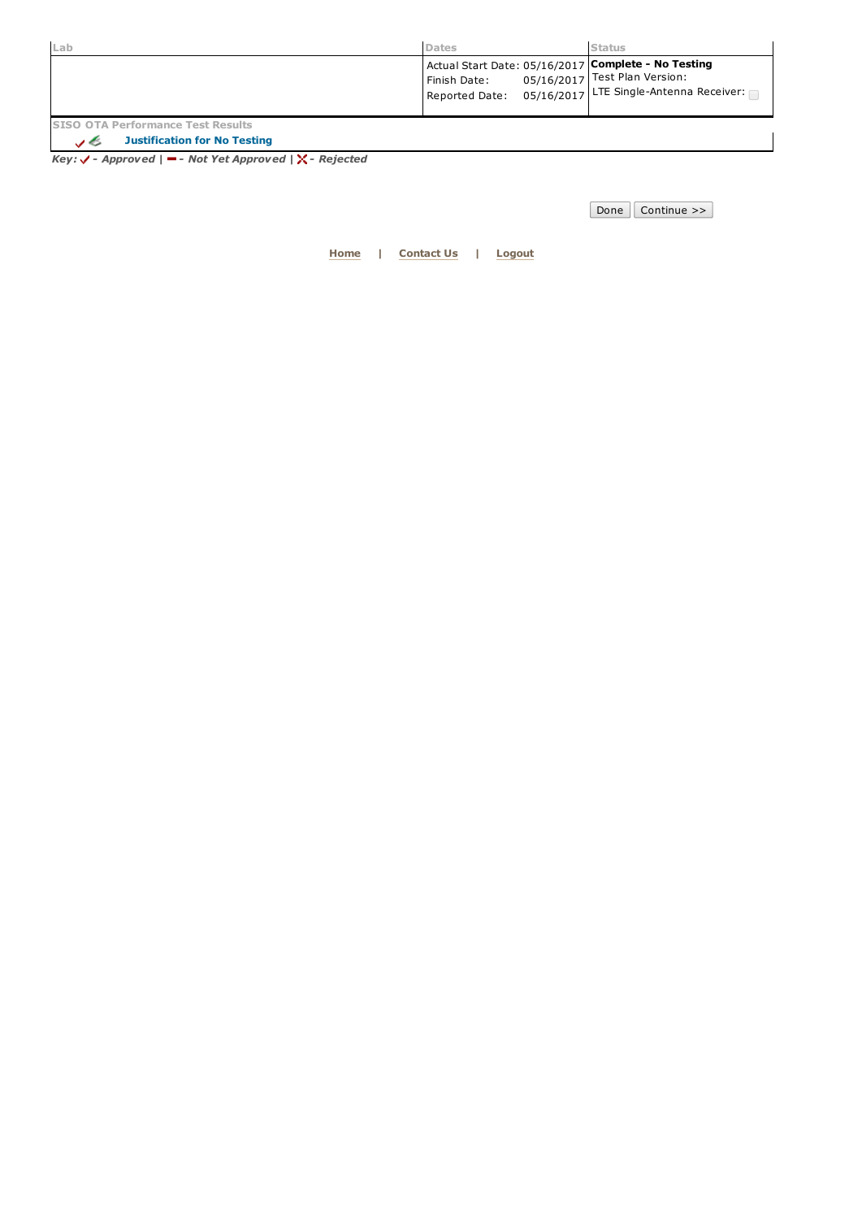| Lab | Dates | Status |
|---|---|---|
| | Actual Start Date: 05/16/2017<br>Finish Date: 05/16/2017<br>Reported Date: 05/16/2017 | **Complete - No Testing**<br>Test Plan Version:<br>LTE Single-Antenna Receiver: |

SISO OTA Performance Test Results

✓ **Justification for No Testing**

***Key:*** ✓ *- Approved* | *- Not Yet Approved* | ✗ *- Rejected*

Done   Continue >>

Home | Contact Us | Logout